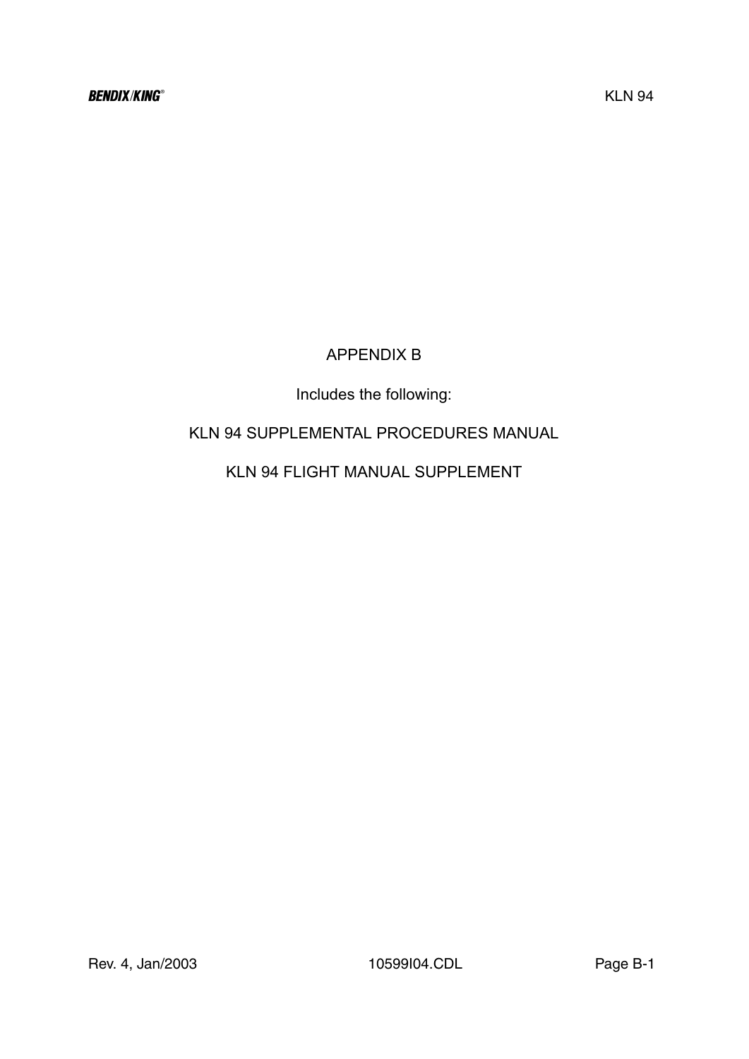# APPENDIX B

Includes the following:

KLN 94 SUPPLEMENTAL PROCEDURES MANUAL

KLN 94 FLIGHT MANUAL SUPPLEMENT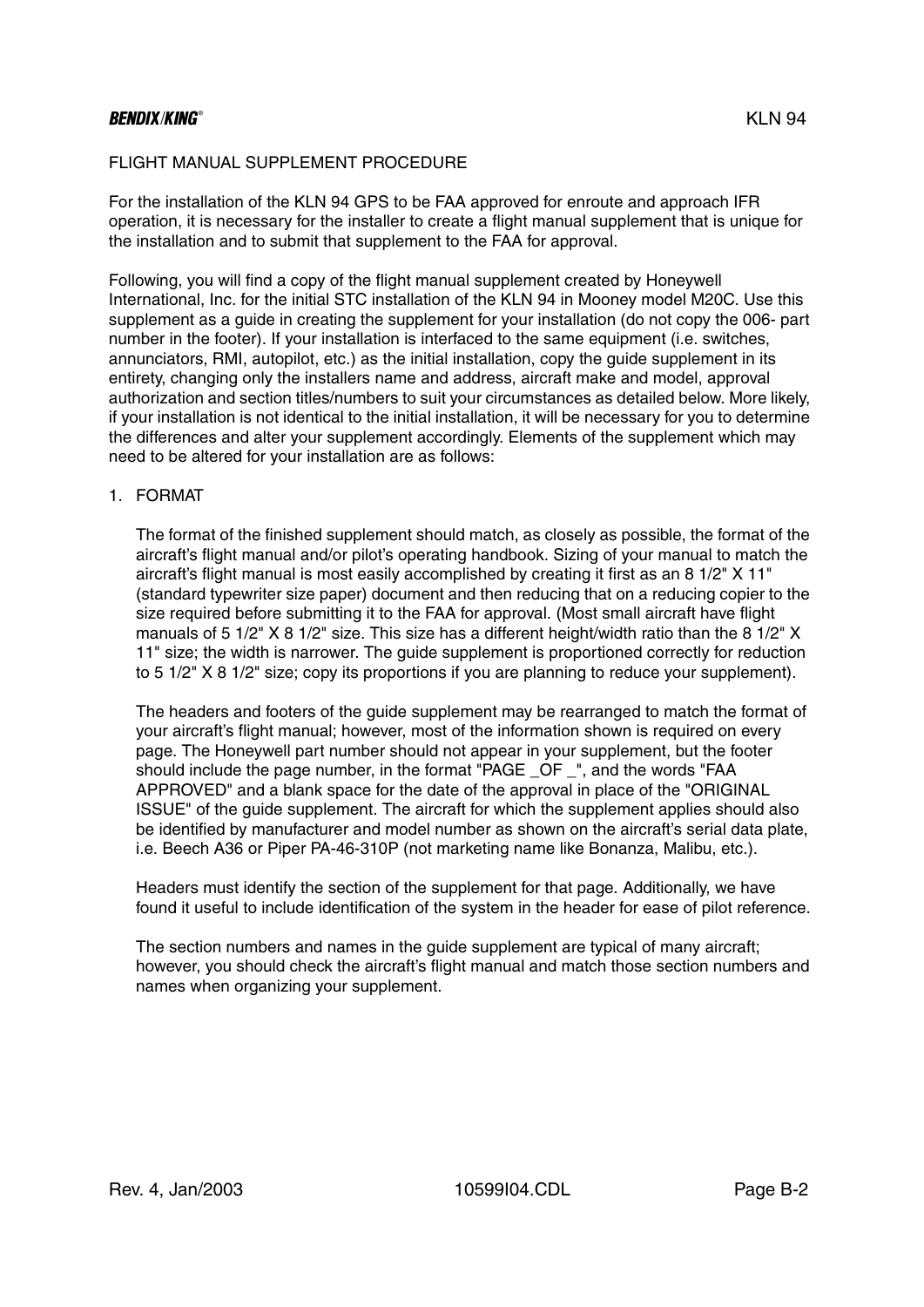# FLIGHT MANUAL SUPPLEMENT PROCEDURE

For the installation of the KLN 94 GPS to be FAA approved for enroute and approach IFR operation, it is necessary for the installer to create a flight manual supplement that is unique for the installation and to submit that supplement to the FAA for approval.

Following, you will find a copy of the flight manual supplement created by Honeywell International, Inc. for the initial STC installation of the KLN 94 in Mooney model M20C. Use this supplement as a guide in creating the supplement for your installation (do not copy the 006- part number in the footer). If your installation is interfaced to the same equipment (i.e. switches, annunciators, RMI, autopilot, etc.) as the initial installation, copy the guide supplement in its entirety, changing only the installers name and address, aircraft make and model, approval authorization and section titles/numbers to suit your circumstances as detailed below. More likely, if your installation is not identical to the initial installation, it will be necessary for you to determine the differences and alter your supplement accordingly. Elements of the supplement which may need to be altered for your installation are as follows:

## 1. FORMAT

The format of the finished supplement should match, as closely as possible, the format of the aircraft's flight manual and/or pilot's operating handbook. Sizing of your manual to match the aircraft's flight manual is most easily accomplished by creating it first as an 8 1/2" X 11" (standard typewriter size paper) document and then reducing that on a reducing copier to the size required before submitting it to the FAA for approval. (Most small aircraft have flight manuals of 5 1/2" X 8 1/2" size. This size has a different height/width ratio than the 8 1/2" X 11" size; the width is narrower. The guide supplement is proportioned correctly for reduction to 5 1/2" X 8 1/2" size; copy its proportions if you are planning to reduce your supplement).

The headers and footers of the guide supplement may be rearranged to match the format of your aircraft's flight manual; however, most of the information shown is required on every page. The Honeywell part number should not appear in your supplement, but the footer should include the page number, in the format "PAGE _OF _", and the words "FAA APPROVED" and a blank space for the date of the approval in place of the "ORIGINAL ISSUE" of the guide supplement. The aircraft for which the supplement applies should also be identified by manufacturer and model number as shown on the aircraft's serial data plate, i.e. Beech A36 or Piper PA-46-310P (not marketing name like Bonanza, Malibu, etc.).

Headers must identify the section of the supplement for that page. Additionally, we have found it useful to include identification of the system in the header for ease of pilot reference.

The section numbers and names in the guide supplement are typical of many aircraft; however, you should check the aircraft's flight manual and match those section numbers and names when organizing your supplement.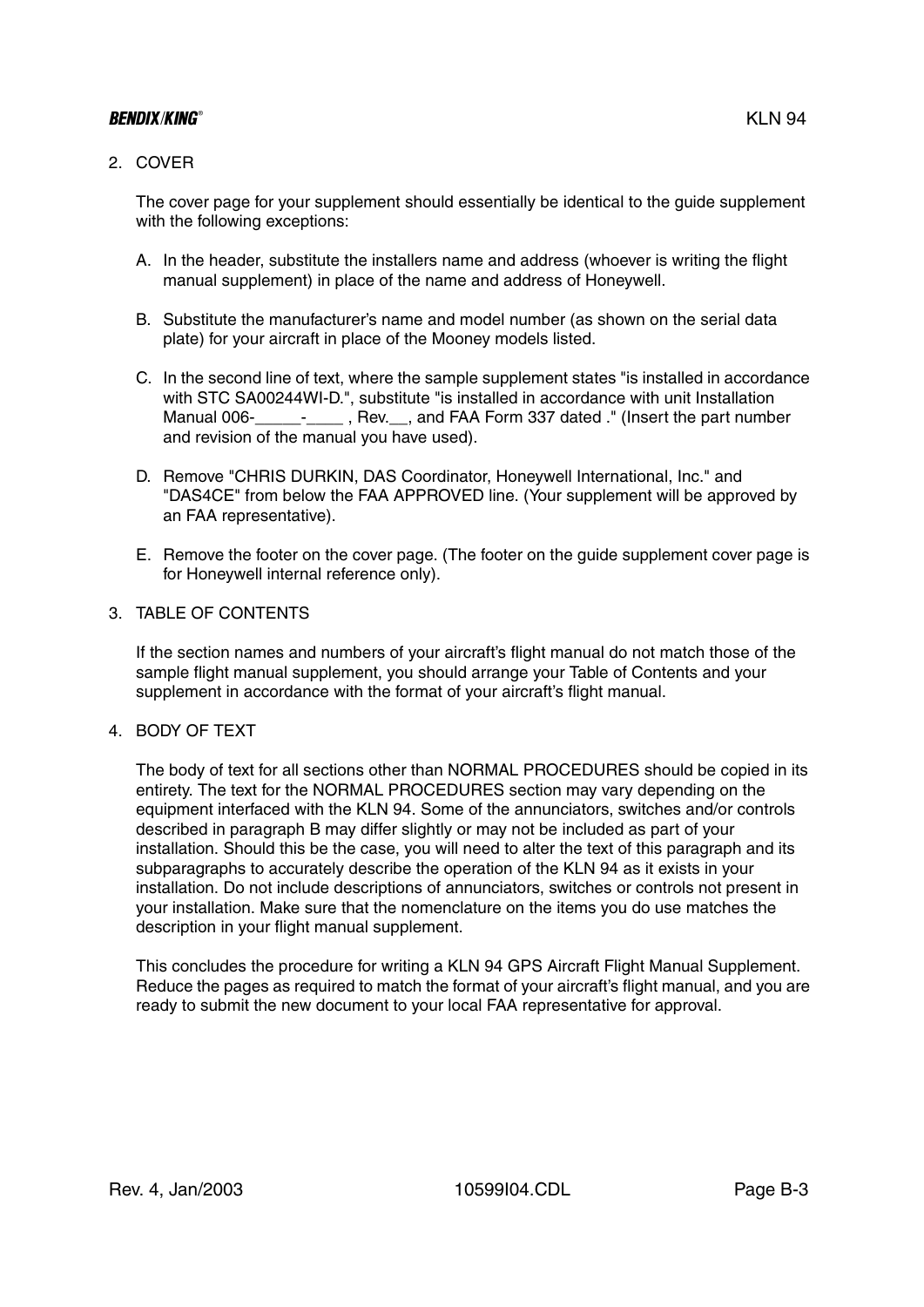2. COVER

   The cover page for your supplement should essentially be identical to the guide supplement with the following exceptions:

   A. In the header, substitute the installers name and address (whoever is writing the flight manual supplement) in place of the name and address of Honeywell.

   B. Substitute the manufacturer's name and model number (as shown on the serial data plate) for your aircraft in place of the Mooney models listed.

   C. In the second line of text, where the sample supplement states "is installed in accordance with STC SA00244WI-D.", substitute "is installed in accordance with unit Installation Manual 006-_____-____ , Rev.__, and FAA Form 337 dated ." (Insert the part number and revision of the manual you have used).

   D. Remove "CHRIS DURKIN, DAS Coordinator, Honeywell International, Inc." and "DAS4CE" from below the FAA APPROVED line. (Your supplement will be approved by an FAA representative).

   E. Remove the footer on the cover page. (The footer on the guide supplement cover page is for Honeywell internal reference only).

3. TABLE OF CONTENTS

   If the section names and numbers of your aircraft's flight manual do not match those of the sample flight manual supplement, you should arrange your Table of Contents and your supplement in accordance with the format of your aircraft's flight manual.

4. BODY OF TEXT

   The body of text for all sections other than NORMAL PROCEDURES should be copied in its entirety. The text for the NORMAL PROCEDURES section may vary depending on the equipment interfaced with the KLN 94. Some of the annunciators, switches and/or controls described in paragraph B may differ slightly or may not be included as part of your installation. Should this be the case, you will need to alter the text of this paragraph and its subparagraphs to accurately describe the operation of the KLN 94 as it exists in your installation. Do not include descriptions of annunciators, switches or controls not present in your installation. Make sure that the nomenclature on the items you do use matches the description in your flight manual supplement.

   This concludes the procedure for writing a KLN 94 GPS Aircraft Flight Manual Supplement. Reduce the pages as required to match the format of your aircraft's flight manual, and you are ready to submit the new document to your local FAA representative for approval.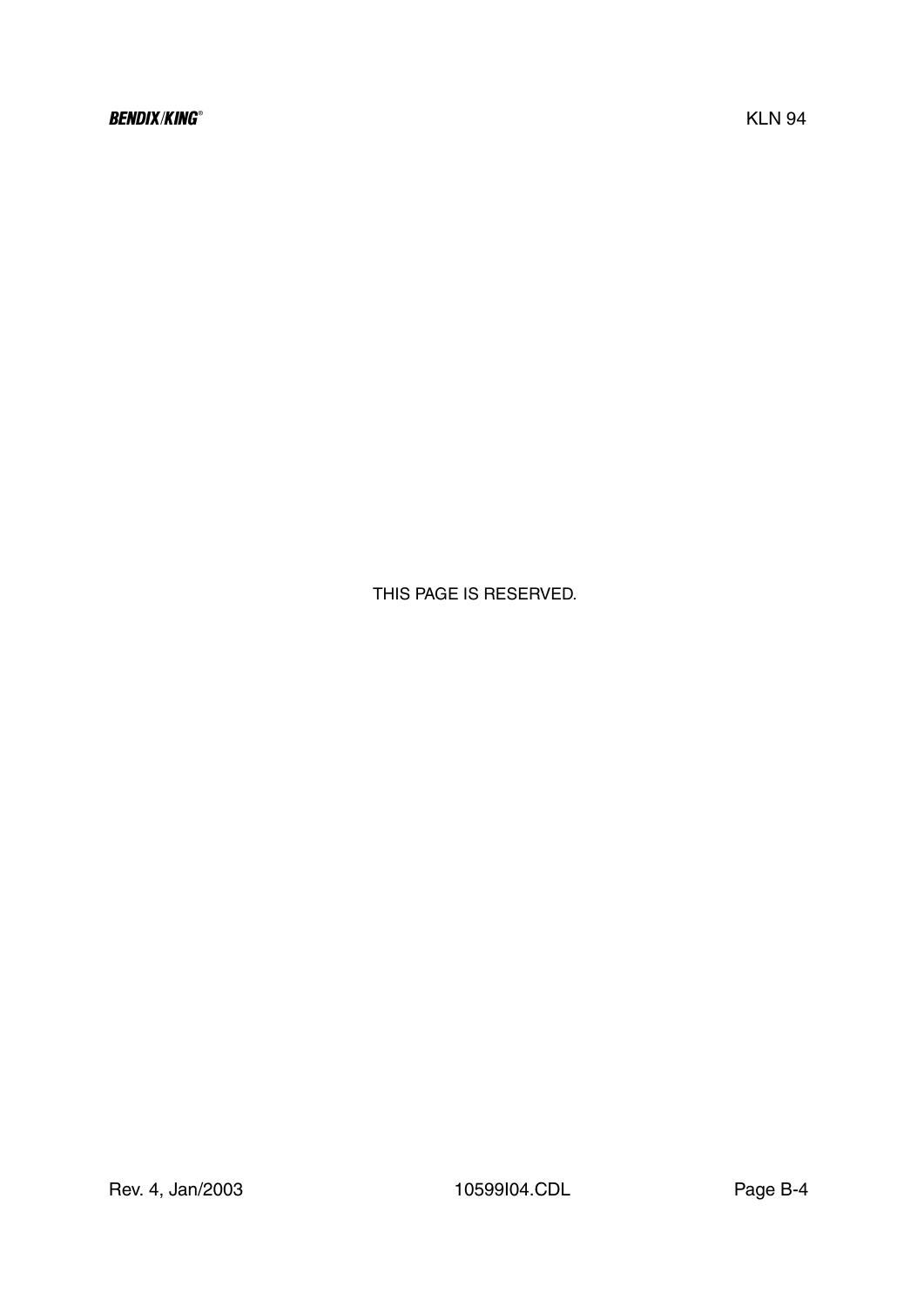THIS PAGE IS RESERVED.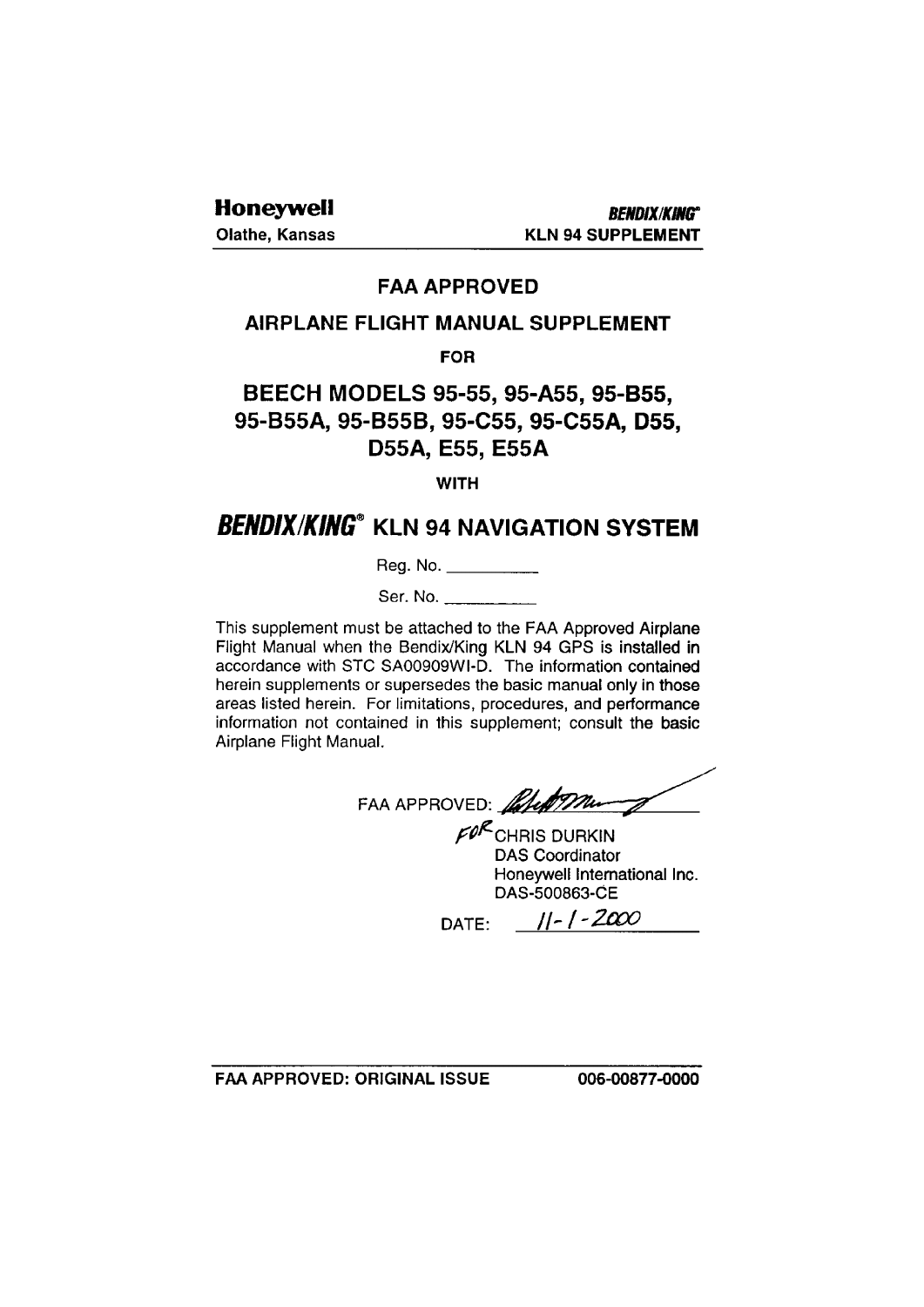**Honeywell** — *BENDIX/KING®*

Olathe, Kansas — KLN 94 SUPPLEMENT

# FAA APPROVED

## AIRPLANE FLIGHT MANUAL SUPPLEMENT

FOR

## BEECH MODELS 95-55, 95-A55, 95-B55, 95-B55A, 95-B55B, 95-C55, 95-C55A, D55, D55A, E55, E55A

WITH

## *BENDIX/KING®* KLN 94 NAVIGATION SYSTEM

Reg. No. __________

Ser. No. __________

This supplement must be attached to the FAA Approved Airplane Flight Manual when the Bendix/King KLN 94 GPS is installed in accordance with STC SA00909WI-D. The information contained herein supplements or supersedes the basic manual only in those areas listed herein. For limitations, procedures, and performance information not contained in this supplement; consult the basic Airplane Flight Manual.

FAA APPROVED: ____________

FOR CHRIS DURKIN
DAS Coordinator
Honeywell International Inc.
DAS-500863-CE

DATE: 11-1-2000

FAA APPROVED: ORIGINAL ISSUE — 006-00877-0000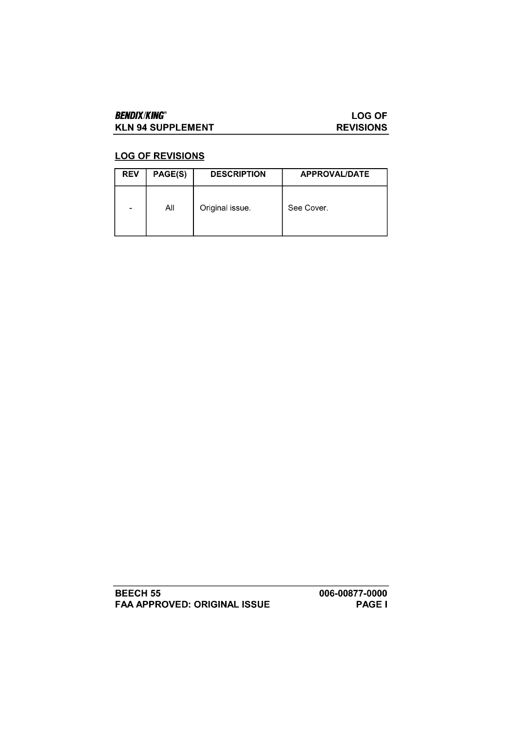## LOG OF REVISIONS

| REV | PAGE(S) | DESCRIPTION | APPROVAL/DATE |
|---|---|---|---|
| - | All | Original issue. | See Cover. |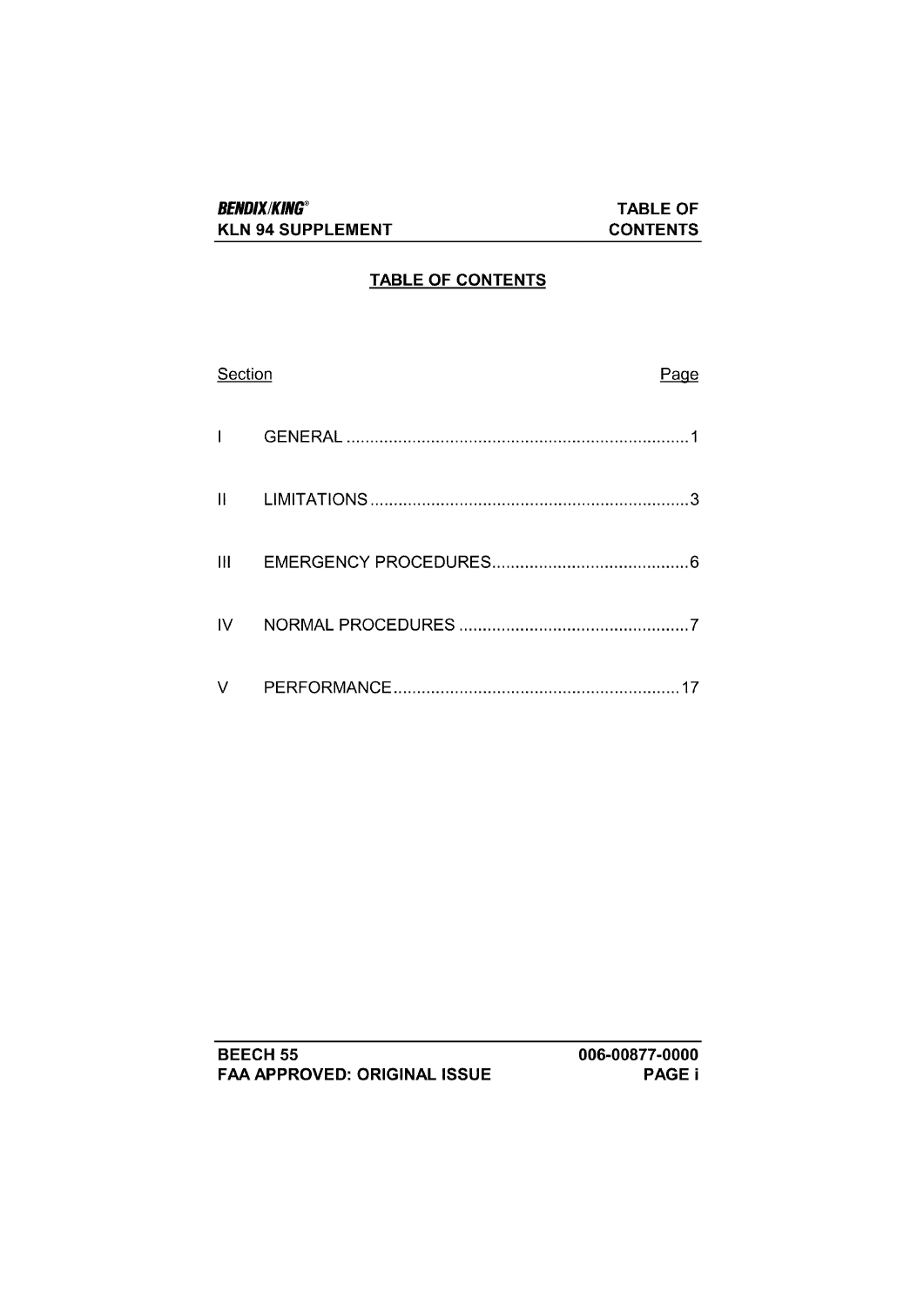## TABLE OF CONTENTS

| Section | | Page |
|---|---|---|
| I | GENERAL | 1 |
| II | LIMITATIONS | 3 |
| III | EMERGENCY PROCEDURES | 6 |
| IV | NORMAL PROCEDURES | 7 |
| V | PERFORMANCE | 17 |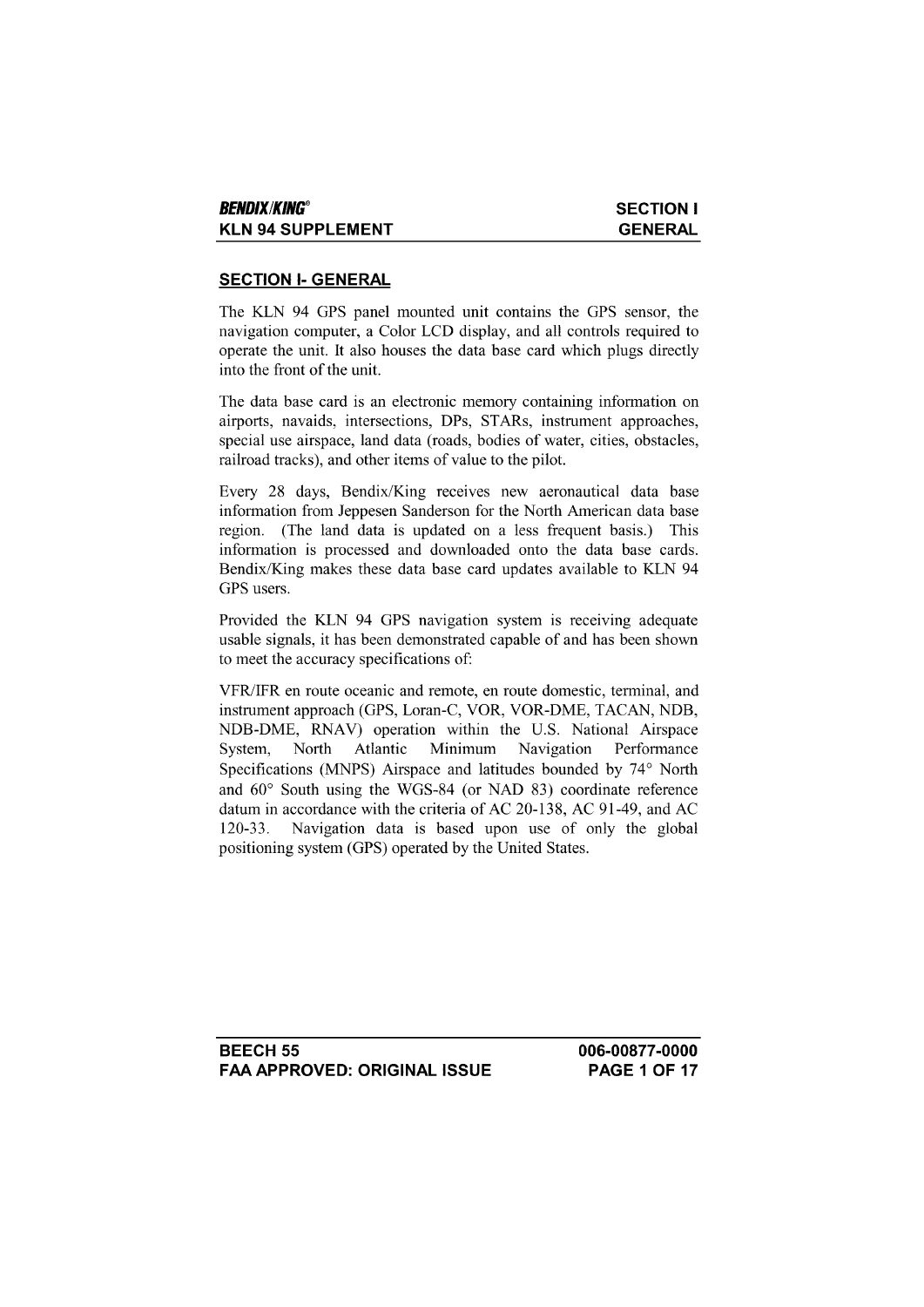## SECTION I- GENERAL

The KLN 94 GPS panel mounted unit contains the GPS sensor, the navigation computer, a Color LCD display, and all controls required to operate the unit. It also houses the data base card which plugs directly into the front of the unit.

The data base card is an electronic memory containing information on airports, navaids, intersections, DPs, STARs, instrument approaches, special use airspace, land data (roads, bodies of water, cities, obstacles, railroad tracks), and other items of value to the pilot.

Every 28 days, Bendix/King receives new aeronautical data base information from Jeppesen Sanderson for the North American data base region. (The land data is updated on a less frequent basis.) This information is processed and downloaded onto the data base cards. Bendix/King makes these data base card updates available to KLN 94 GPS users.

Provided the KLN 94 GPS navigation system is receiving adequate usable signals, it has been demonstrated capable of and has been shown to meet the accuracy specifications of:

VFR/IFR en route oceanic and remote, en route domestic, terminal, and instrument approach (GPS, Loran-C, VOR, VOR-DME, TACAN, NDB, NDB-DME, RNAV) operation within the U.S. National Airspace System, North Atlantic Minimum Navigation Performance Specifications (MNPS) Airspace and latitudes bounded by 74° North and 60° South using the WGS-84 (or NAD 83) coordinate reference datum in accordance with the criteria of AC 20-138, AC 91-49, and AC 120-33. Navigation data is based upon use of only the global positioning system (GPS) operated by the United States.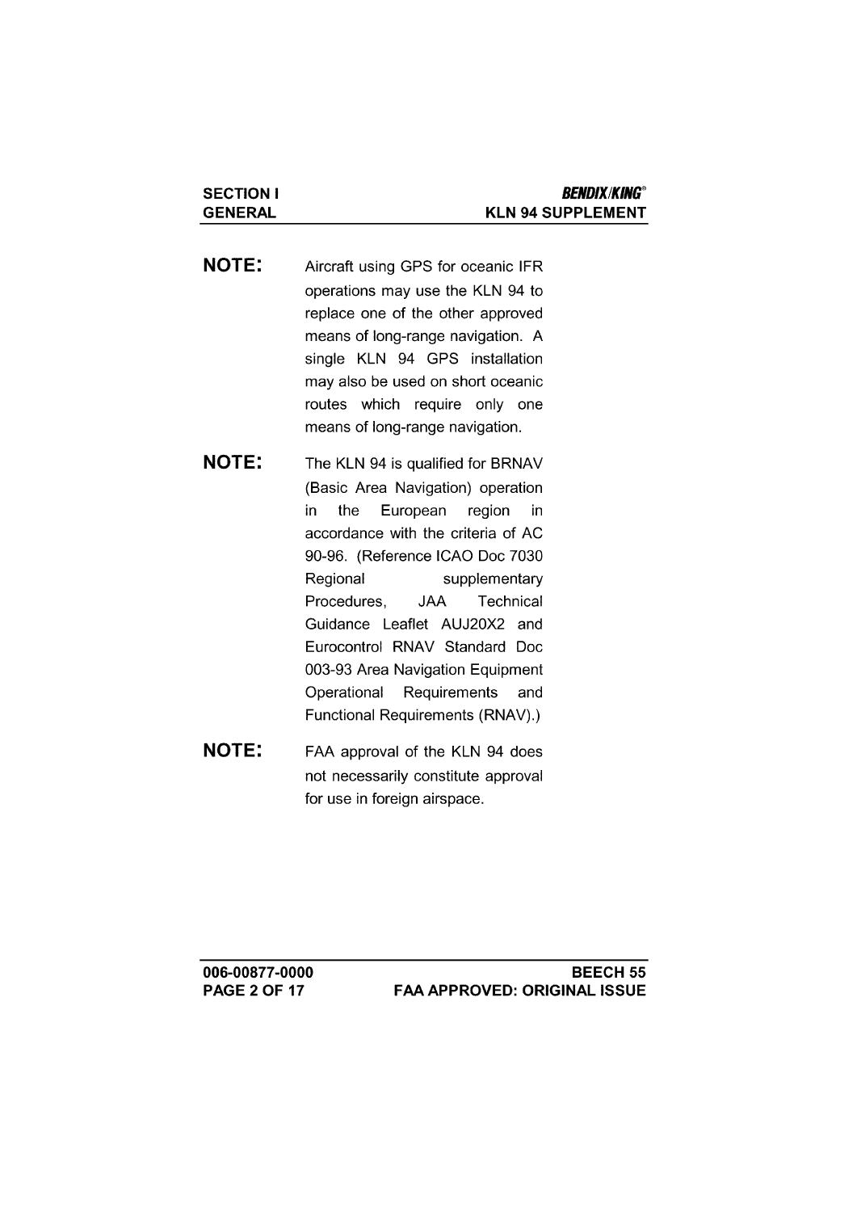**NOTE:** Aircraft using GPS for oceanic IFR operations may use the KLN 94 to replace one of the other approved means of long-range navigation. A single KLN 94 GPS installation may also be used on short oceanic routes which require only one means of long-range navigation.

**NOTE:** The KLN 94 is qualified for BRNAV (Basic Area Navigation) operation in the European region in accordance with the criteria of AC 90-96. (Reference ICAO Doc 7030 Regional supplementary Procedures, JAA Technical Guidance Leaflet AUJ20X2 and Eurocontrol RNAV Standard Doc 003-93 Area Navigation Equipment Operational Requirements and Functional Requirements (RNAV).)

**NOTE:** FAA approval of the KLN 94 does not necessarily constitute approval for use in foreign airspace.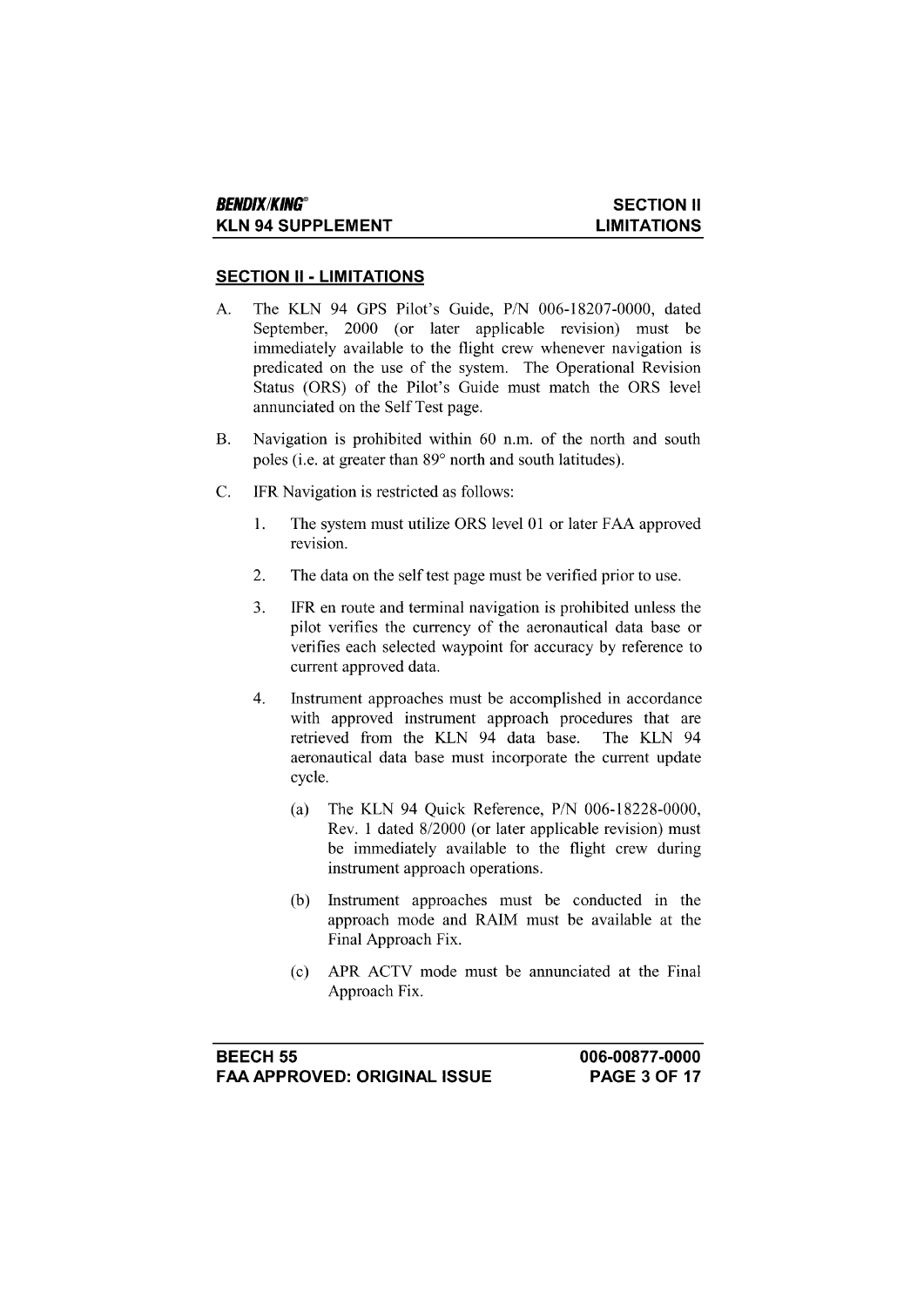## SECTION II - LIMITATIONS

A. The KLN 94 GPS Pilot's Guide, P/N 006-18207-0000, dated September, 2000 (or later applicable revision) must be immediately available to the flight crew whenever navigation is predicated on the use of the system. The Operational Revision Status (ORS) of the Pilot's Guide must match the ORS level annunciated on the Self Test page.

B. Navigation is prohibited within 60 n.m. of the north and south poles (i.e. at greater than 89° north and south latitudes).

C. IFR Navigation is restricted as follows:

1. The system must utilize ORS level 01 or later FAA approved revision.

2. The data on the self test page must be verified prior to use.

3. IFR en route and terminal navigation is prohibited unless the pilot verifies the currency of the aeronautical data base or verifies each selected waypoint for accuracy by reference to current approved data.

4. Instrument approaches must be accomplished in accordance with approved instrument approach procedures that are retrieved from the KLN 94 data base. The KLN 94 aeronautical data base must incorporate the current update cycle.

   (a) The KLN 94 Quick Reference, P/N 006-18228-0000, Rev. 1 dated 8/2000 (or later applicable revision) must be immediately available to the flight crew during instrument approach operations.

   (b) Instrument approaches must be conducted in the approach mode and RAIM must be available at the Final Approach Fix.

   (c) APR ACTV mode must be annunciated at the Final Approach Fix.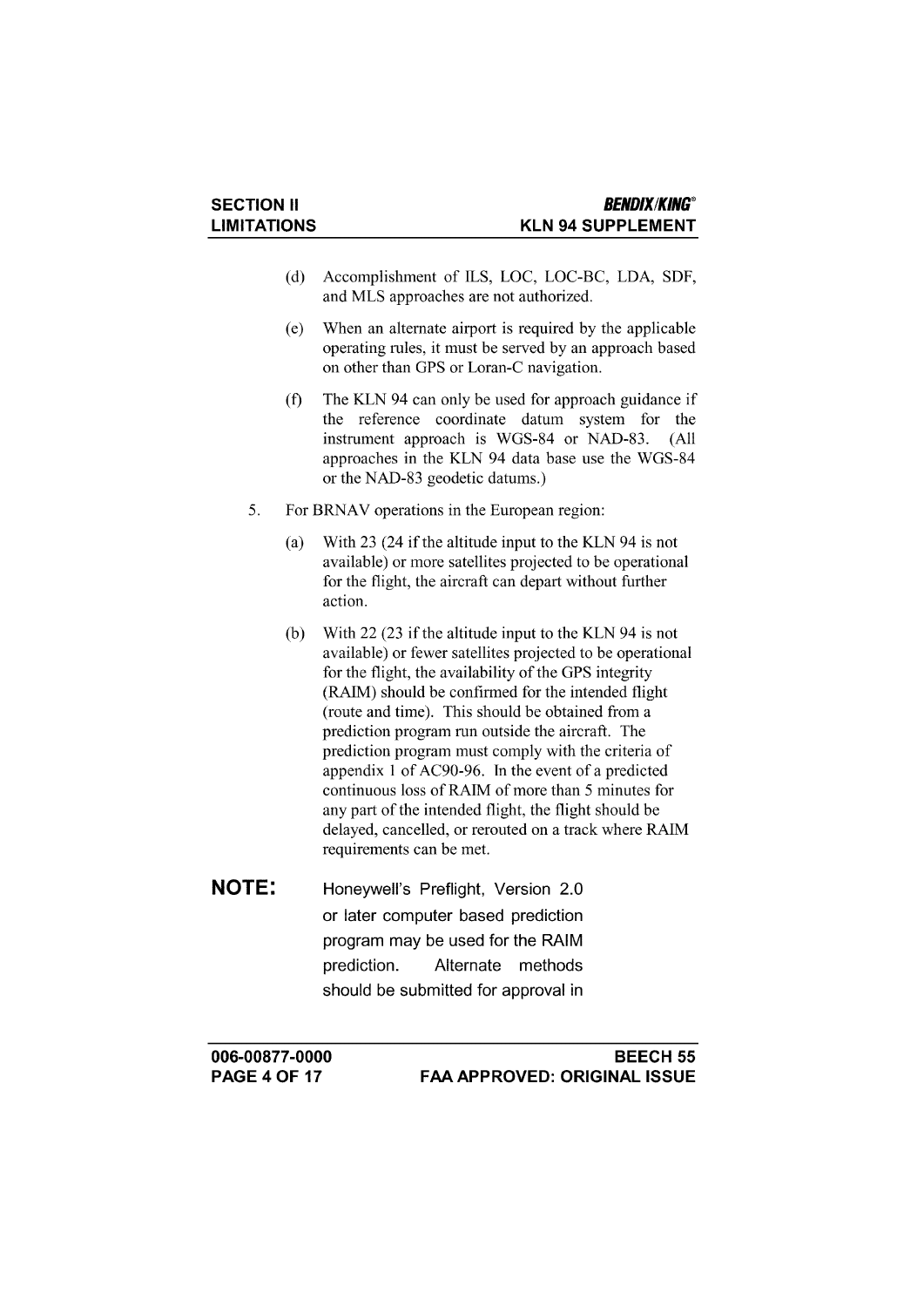(d) Accomplishment of ILS, LOC, LOC-BC, LDA, SDF, and MLS approaches are not authorized.

(e) When an alternate airport is required by the applicable operating rules, it must be served by an approach based on other than GPS or Loran-C navigation.

(f) The KLN 94 can only be used for approach guidance if the reference coordinate datum system for the instrument approach is WGS-84 or NAD-83. (All approaches in the KLN 94 data base use the WGS-84 or the NAD-83 geodetic datums.)

5. For BRNAV operations in the European region:

   (a) With 23 (24 if the altitude input to the KLN 94 is not available) or more satellites projected to be operational for the flight, the aircraft can depart without further action.

   (b) With 22 (23 if the altitude input to the KLN 94 is not available) or fewer satellites projected to be operational for the flight, the availability of the GPS integrity (RAIM) should be confirmed for the intended flight (route and time). This should be obtained from a prediction program run outside the aircraft. The prediction program must comply with the criteria of appendix 1 of AC90-96. In the event of a predicted continuous loss of RAIM of more than 5 minutes for any part of the intended flight, the flight should be delayed, cancelled, or rerouted on a track where RAIM requirements can be met.

**NOTE:** Honeywell's Preflight, Version 2.0 or later computer based prediction program may be used for the RAIM prediction. Alternate methods should be submitted for approval in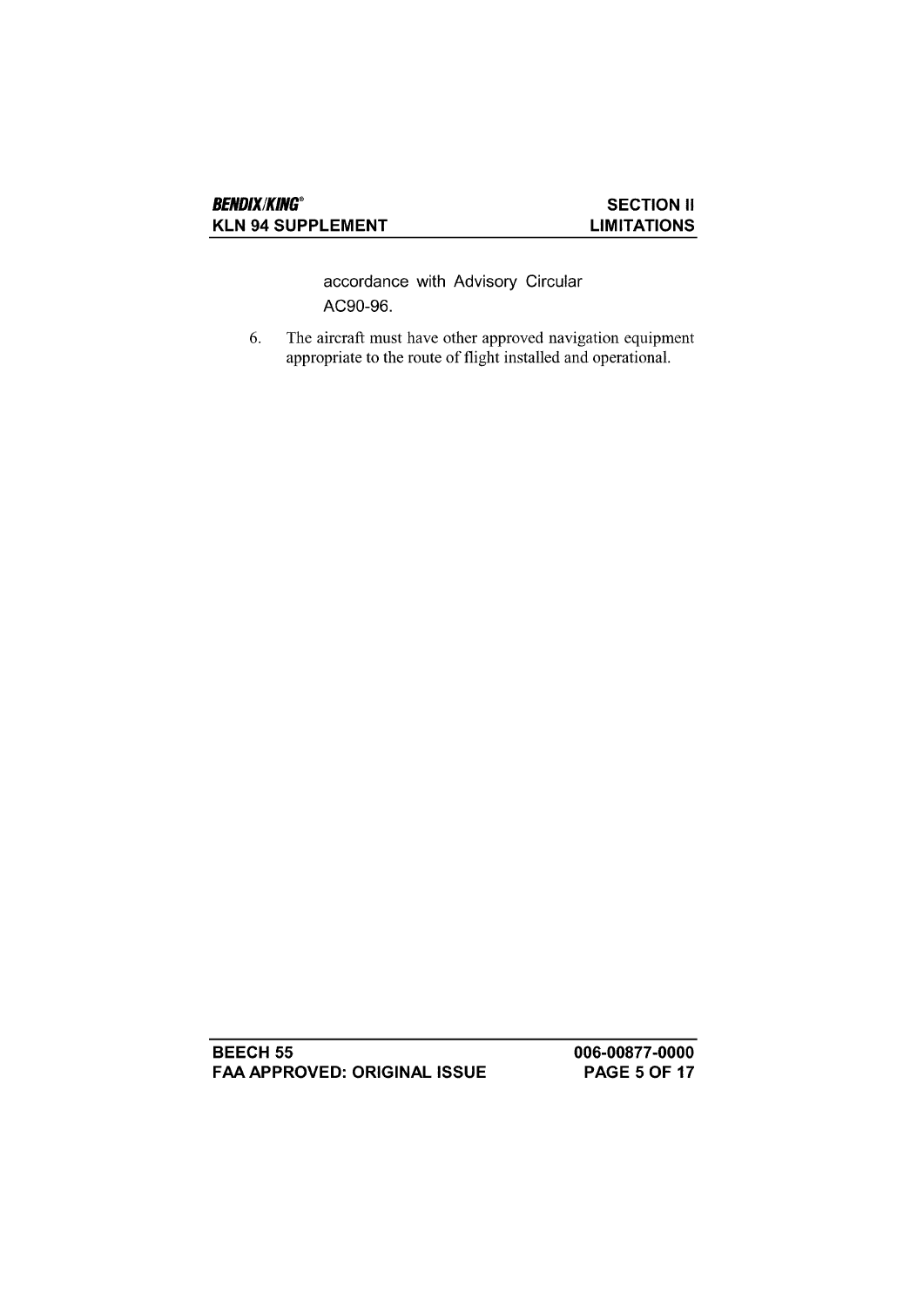accordance with Advisory Circular AC90-96.

6. The aircraft must have other approved navigation equipment appropriate to the route of flight installed and operational.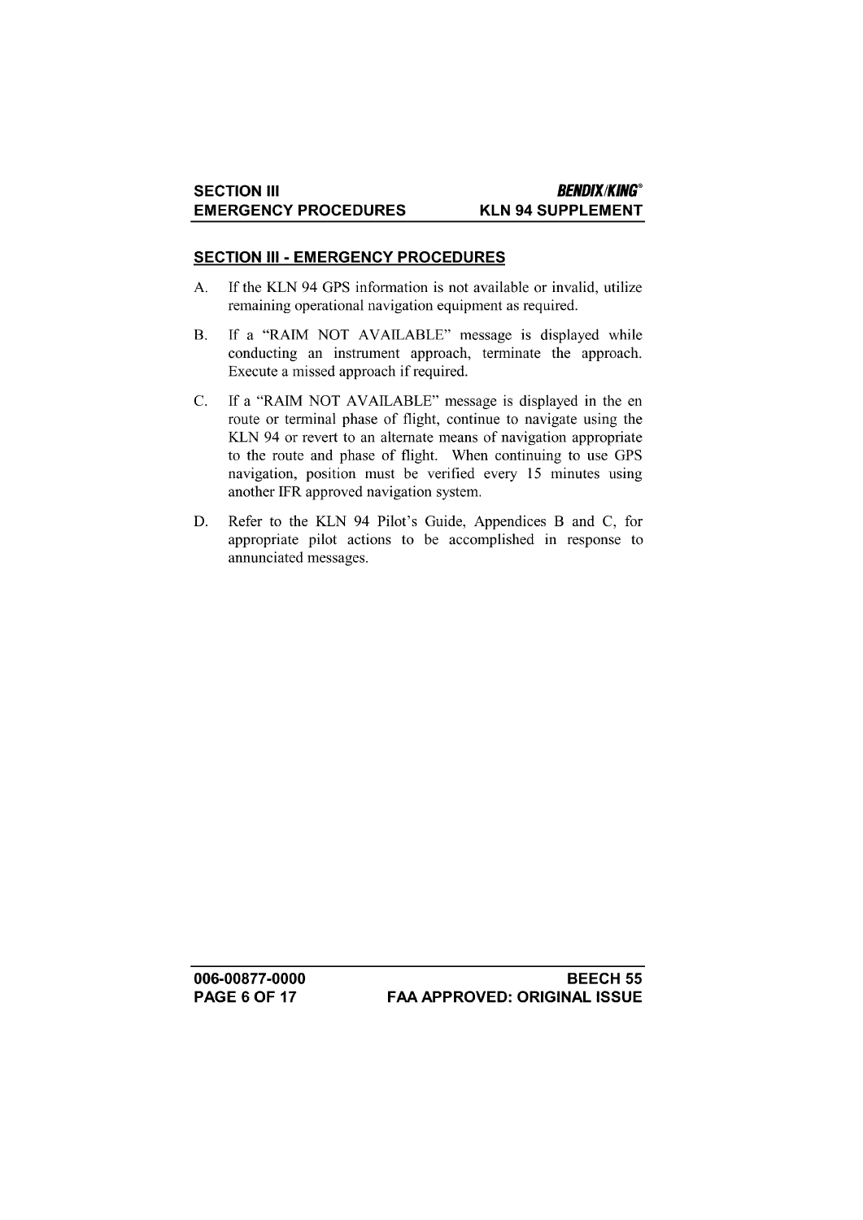## SECTION III - EMERGENCY PROCEDURES

A. If the KLN 94 GPS information is not available or invalid, utilize remaining operational navigation equipment as required.

B. If a "RAIM NOT AVAILABLE" message is displayed while conducting an instrument approach, terminate the approach. Execute a missed approach if required.

C. If a "RAIM NOT AVAILABLE" message is displayed in the en route or terminal phase of flight, continue to navigate using the KLN 94 or revert to an alternate means of navigation appropriate to the route and phase of flight. When continuing to use GPS navigation, position must be verified every 15 minutes using another IFR approved navigation system.

D. Refer to the KLN 94 Pilot's Guide, Appendices B and C, for appropriate pilot actions to be accomplished in response to annunciated messages.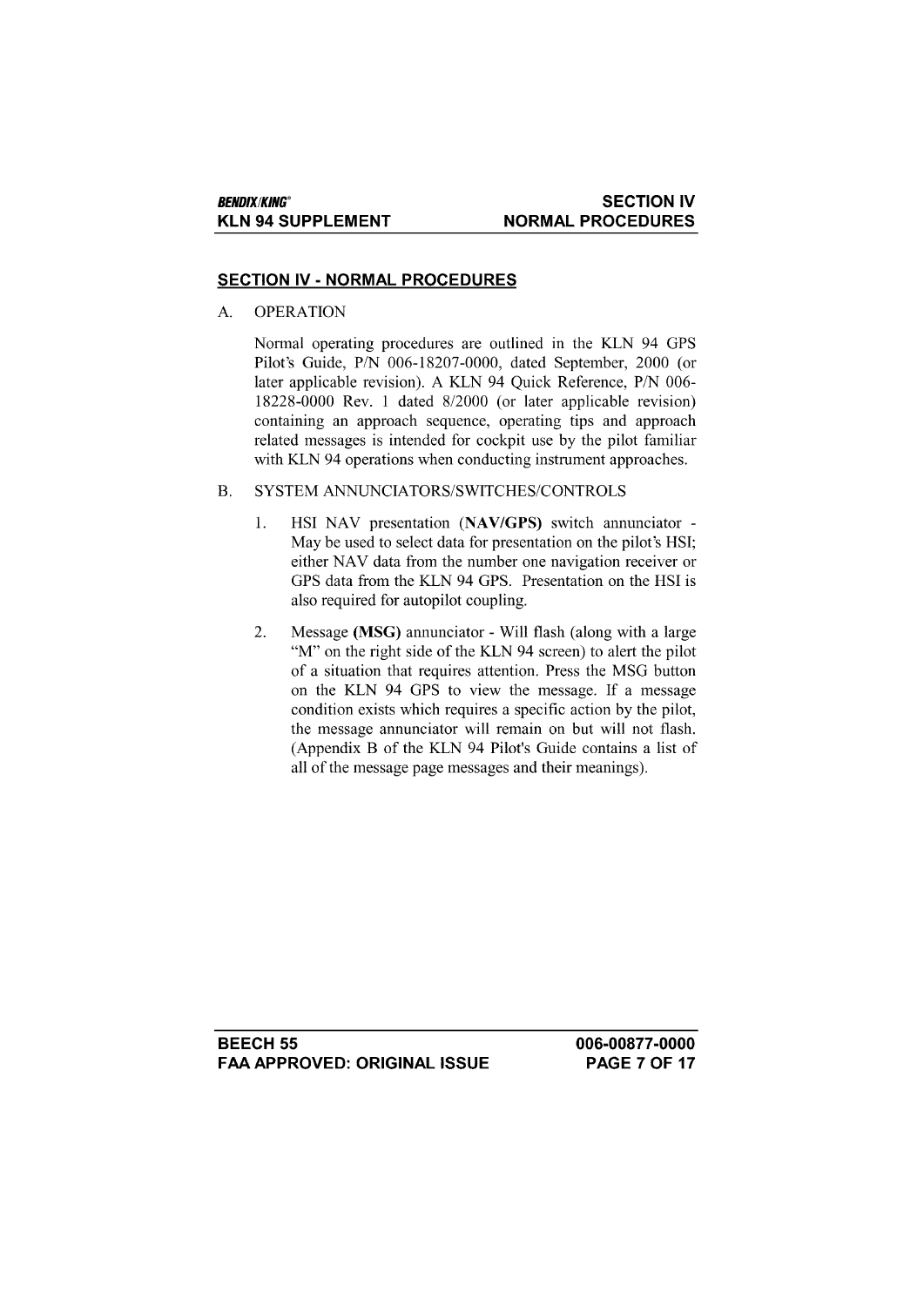## SECTION IV - NORMAL PROCEDURES

A. OPERATION

Normal operating procedures are outlined in the KLN 94 GPS Pilot's Guide, P/N 006-18207-0000, dated September, 2000 (or later applicable revision). A KLN 94 Quick Reference, P/N 006-18228-0000 Rev. 1 dated 8/2000 (or later applicable revision) containing an approach sequence, operating tips and approach related messages is intended for cockpit use by the pilot familiar with KLN 94 operations when conducting instrument approaches.

B. SYSTEM ANNUNCIATORS/SWITCHES/CONTROLS

1. HSI NAV presentation (**NAV/GPS**) switch annunciator - May be used to select data for presentation on the pilot's HSI; either NAV data from the number one navigation receiver or GPS data from the KLN 94 GPS. Presentation on the HSI is also required for autopilot coupling.

2. Message (**MSG**) annunciator - Will flash (along with a large "M" on the right side of the KLN 94 screen) to alert the pilot of a situation that requires attention. Press the MSG button on the KLN 94 GPS to view the message. If a message condition exists which requires a specific action by the pilot, the message annunciator will remain on but will not flash. (Appendix B of the KLN 94 Pilot's Guide contains a list of all of the message page messages and their meanings).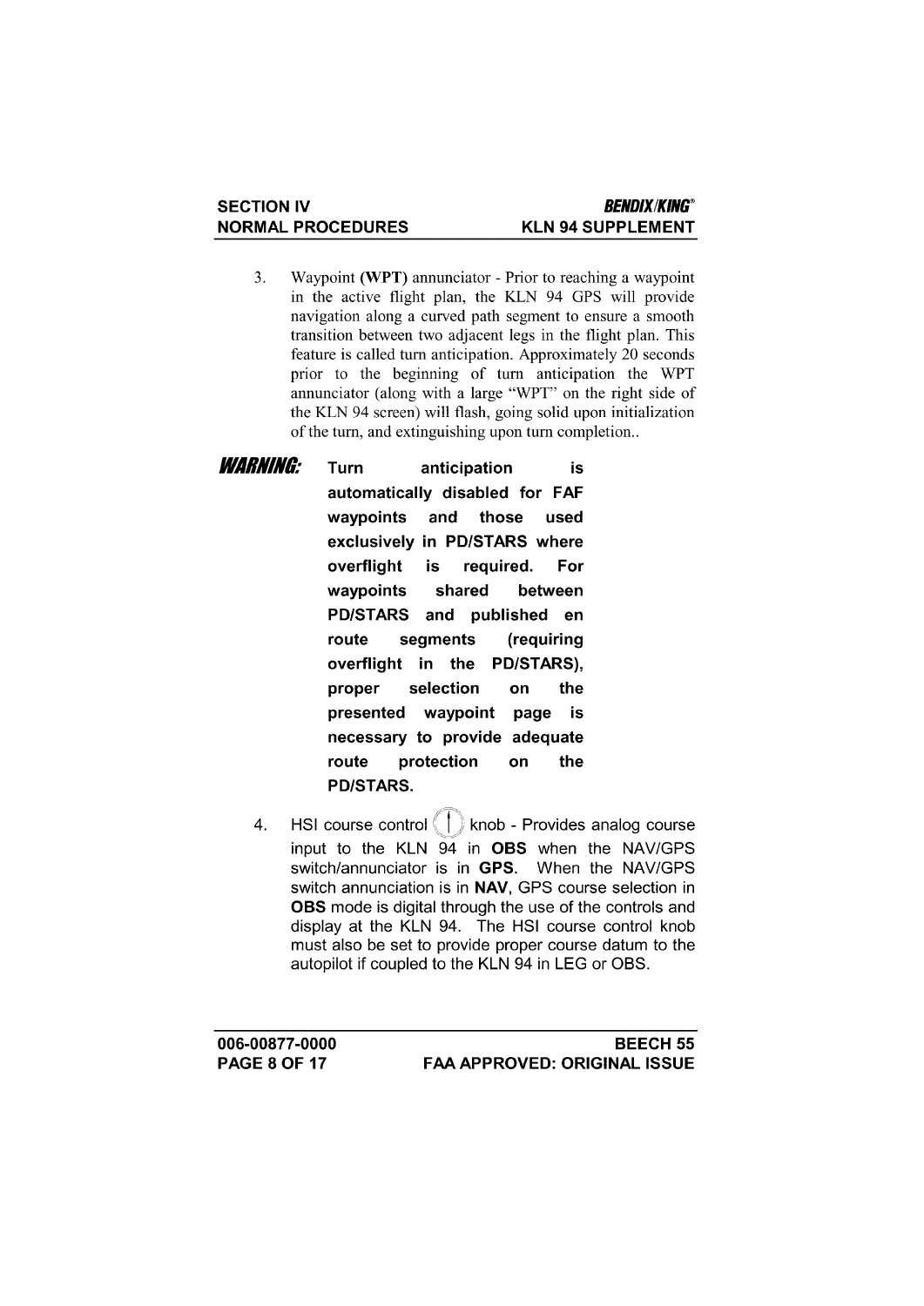3. Waypoint **(WPT)** annunciator - Prior to reaching a waypoint in the active flight plan, the KLN 94 GPS will provide navigation along a curved path segment to ensure a smooth transition between two adjacent legs in the flight plan. This feature is called turn anticipation. Approximately 20 seconds prior to the beginning of turn anticipation the WPT annunciator (along with a large "WPT" on the right side of the KLN 94 screen) will flash, going solid upon initialization of the turn, and extinguishing upon turn completion..

***WARNING:*** **Turn anticipation is automatically disabled for FAF waypoints and those used exclusively in PD/STARS where overflight is required. For waypoints shared between PD/STARS and published en route segments (requiring overflight in the PD/STARS), proper selection on the presented waypoint page is necessary to provide adequate route protection on the PD/STARS.**

4. HSI course control knob - Provides analog course input to the KLN 94 in **OBS** when the NAV/GPS switch/annunciator is in **GPS**. When the NAV/GPS switch annunciation is in **NAV**, GPS course selection in **OBS** mode is digital through the use of the controls and display at the KLN 94. The HSI course control knob must also be set to provide proper course datum to the autopilot if coupled to the KLN 94 in LEG or OBS.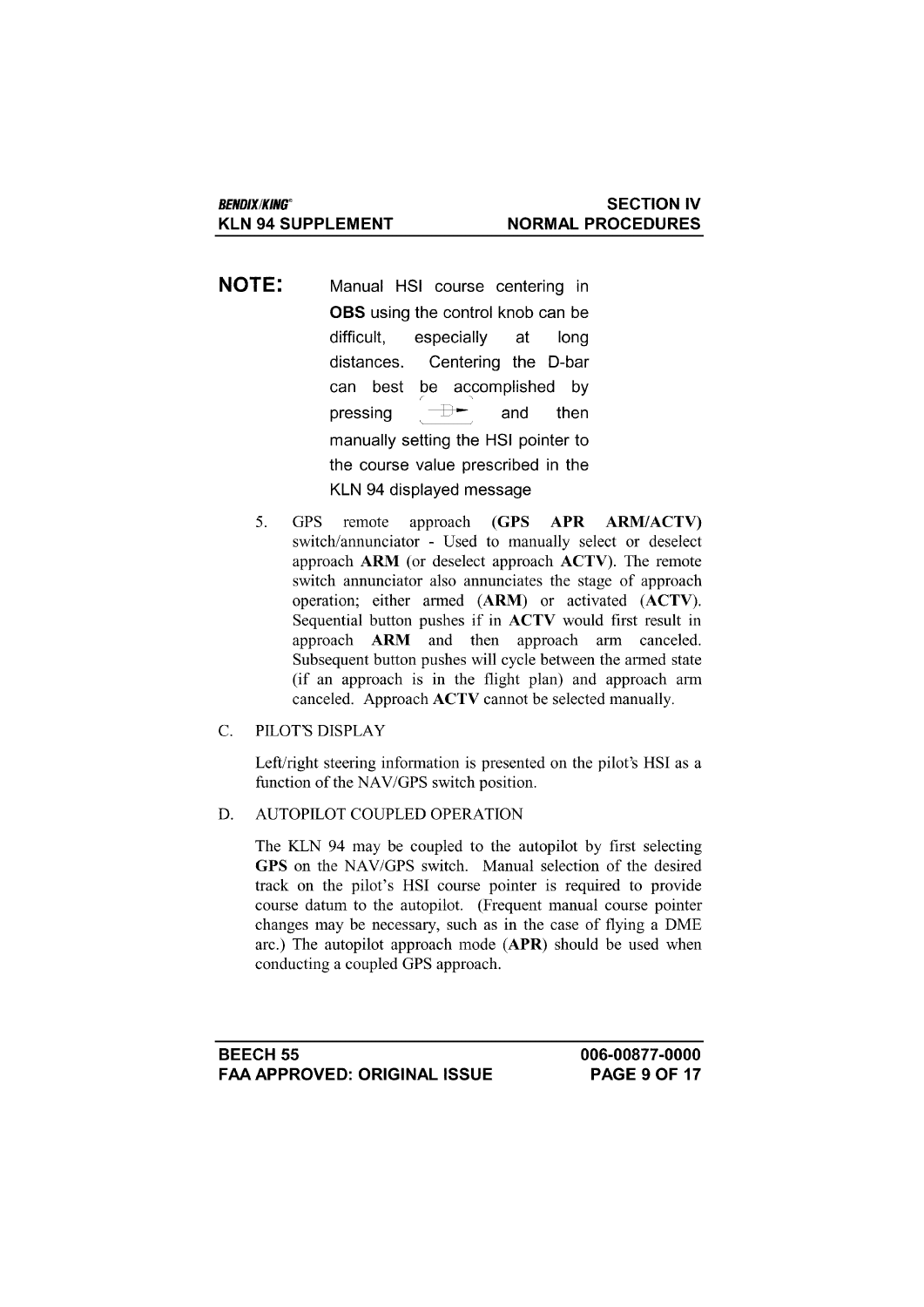**NOTE:** Manual HSI course centering in **OBS** using the control knob can be difficult, especially at long distances. Centering the D-bar can best be accomplished by pressing ⊸D⊷ and then manually setting the HSI pointer to the course value prescribed in the KLN 94 displayed message

5. GPS remote approach **(GPS APR ARM/ACTV)** switch/annunciator - Used to manually select or deselect approach **ARM** (or deselect approach **ACTV**). The remote switch annunciator also annunciates the stage of approach operation; either armed (**ARM**) or activated (**ACTV**). Sequential button pushes if in **ACTV** would first result in approach **ARM** and then approach arm canceled. Subsequent button pushes will cycle between the armed state (if an approach is in the flight plan) and approach arm canceled. Approach **ACTV** cannot be selected manually.

C. PILOT'S DISPLAY

Left/right steering information is presented on the pilot's HSI as a function of the NAV/GPS switch position.

D. AUTOPILOT COUPLED OPERATION

The KLN 94 may be coupled to the autopilot by first selecting **GPS** on the NAV/GPS switch. Manual selection of the desired track on the pilot's HSI course pointer is required to provide course datum to the autopilot. (Frequent manual course pointer changes may be necessary, such as in the case of flying a DME arc.) The autopilot approach mode (**APR**) should be used when conducting a coupled GPS approach.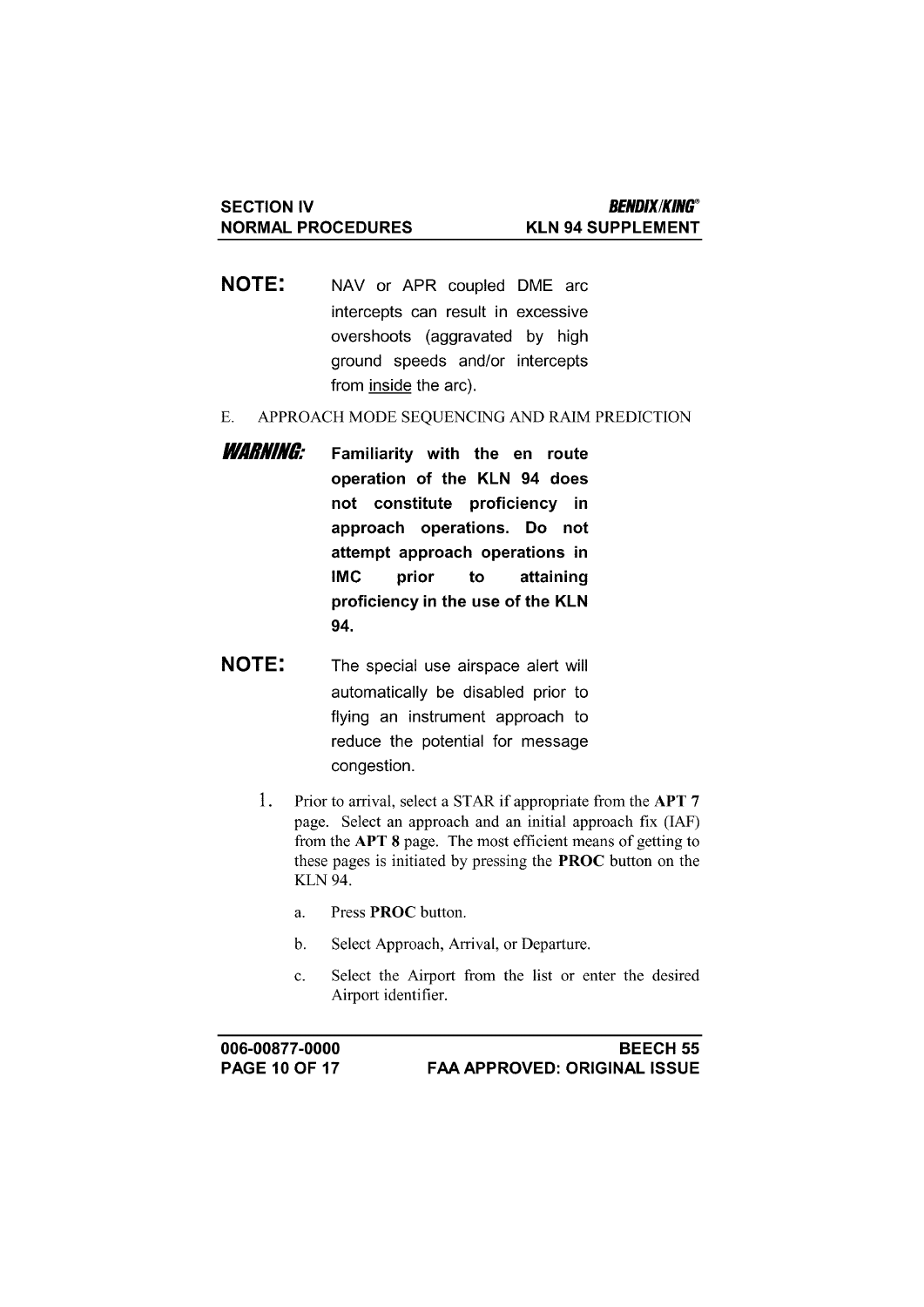**NOTE:** NAV or APR coupled DME arc intercepts can result in excessive overshoots (aggravated by high ground speeds and/or intercepts from <u>inside</u> the arc).

E. APPROACH MODE SEQUENCING AND RAIM PREDICTION

***WARNING:*** **Familiarity with the en route operation of the KLN 94 does not constitute proficiency in approach operations. Do not attempt approach operations in IMC prior to attaining proficiency in the use of the KLN 94.**

**NOTE:** The special use airspace alert will automatically be disabled prior to flying an instrument approach to reduce the potential for message congestion.

1. Prior to arrival, select a STAR if appropriate from the **APT 7** page. Select an approach and an initial approach fix (IAF) from the **APT 8** page. The most efficient means of getting to these pages is initiated by pressing the **PROC** button on the KLN 94.

    a. Press **PROC** button.

    b. Select Approach, Arrival, or Departure.

    c. Select the Airport from the list or enter the desired Airport identifier.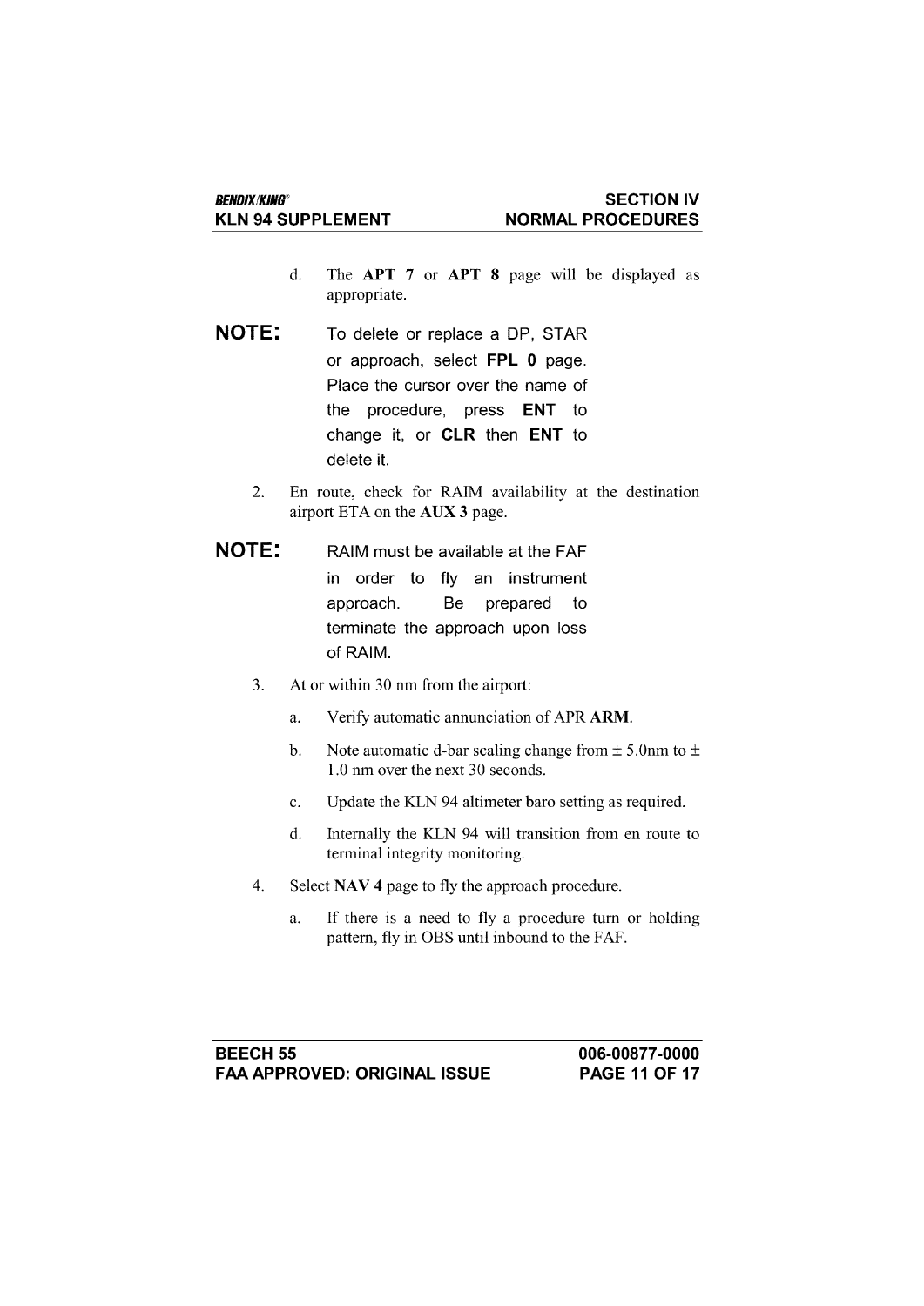d. The **APT 7** or **APT 8** page will be displayed as appropriate.

**NOTE:** To delete or replace a DP, STAR or approach, select **FPL 0** page. Place the cursor over the name of the procedure, press **ENT** to change it, or **CLR** then **ENT** to delete it.

2. En route, check for RAIM availability at the destination airport ETA on the **AUX 3** page.

**NOTE:** RAIM must be available at the FAF in order to fly an instrument approach. Be prepared to terminate the approach upon loss of RAIM.

3. At or within 30 nm from the airport:

   a. Verify automatic annunciation of APR **ARM**.

   b. Note automatic d-bar scaling change from ± 5.0nm to ± 1.0 nm over the next 30 seconds.

   c. Update the KLN 94 altimeter baro setting as required.

   d. Internally the KLN 94 will transition from en route to terminal integrity monitoring.

4. Select **NAV 4** page to fly the approach procedure.

   a. If there is a need to fly a procedure turn or holding pattern, fly in OBS until inbound to the FAF.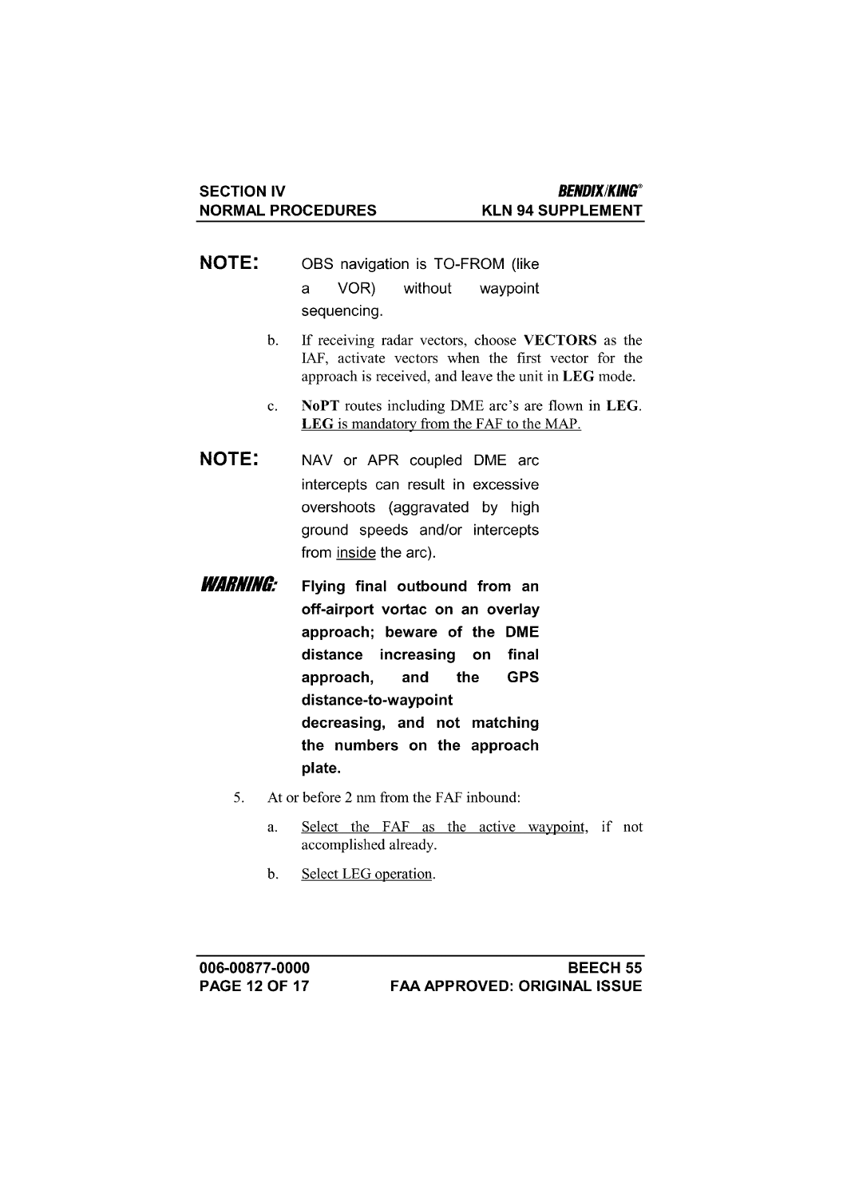**NOTE:** OBS navigation is TO-FROM (like a VOR) without waypoint sequencing.

b. If receiving radar vectors, choose **VECTORS** as the IAF, activate vectors when the first vector for the approach is received, and leave the unit in **LEG** mode.

c. **NoPT** routes including DME arc's are flown in **LEG**. <u>**LEG** is mandatory from the FAF to the MAP.</u>

**NOTE:** NAV or APR coupled DME arc intercepts can result in excessive overshoots (aggravated by high ground speeds and/or intercepts from <u>inside</u> the arc).

***WARNING:*** **Flying final outbound from an off-airport vortac on an overlay approach; beware of the DME distance increasing on final approach, and the GPS distance-to-waypoint decreasing, and not matching the numbers on the approach plate.**

5. At or before 2 nm from the FAF inbound:

   a. <u>Select the FAF as the active waypoint</u>, if not accomplished already.

   b. <u>Select LEG operation</u>.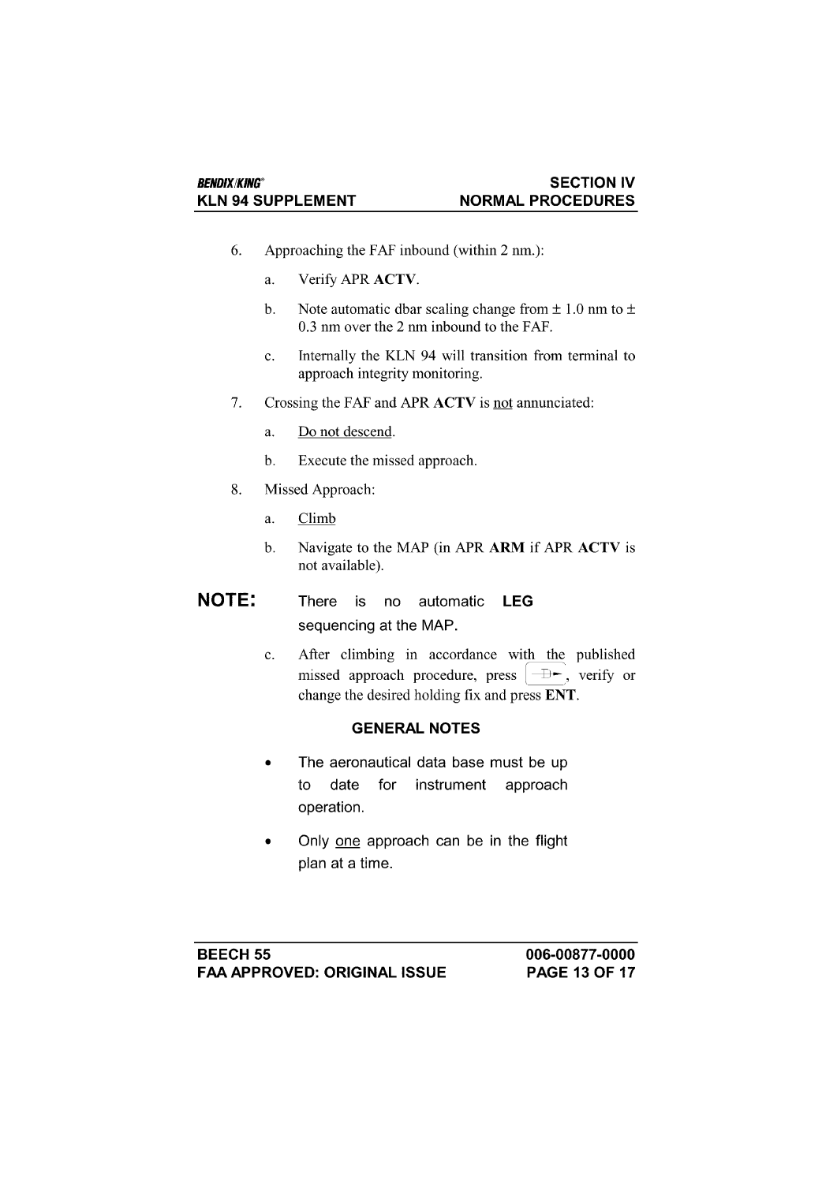6. Approaching the FAF inbound (within 2 nm.):

   a. Verify APR **ACTV**.

   b. Note automatic dbar scaling change from ± 1.0 nm to ± 0.3 nm over the 2 nm inbound to the FAF.

   c. Internally the KLN 94 will transition from terminal to approach integrity monitoring.

7. Crossing the FAF and APR **ACTV** is <u>not</u> annunciated:

   a. <u>Do not descend</u>.

   b. Execute the missed approach.

8. Missed Approach:

   a. <u>Climb</u>

   b. Navigate to the MAP (in APR **ARM** if APR **ACTV** is not available).

**NOTE:** There is no automatic **LEG** sequencing at the MAP.

   c. After climbing in accordance with the published missed approach procedure, press [-D->], verify or change the desired holding fix and press **ENT**.

**GENERAL NOTES**

- The aeronautical data base must be up to date for instrument approach operation.
- Only <u>one</u> approach can be in the flight plan at a time.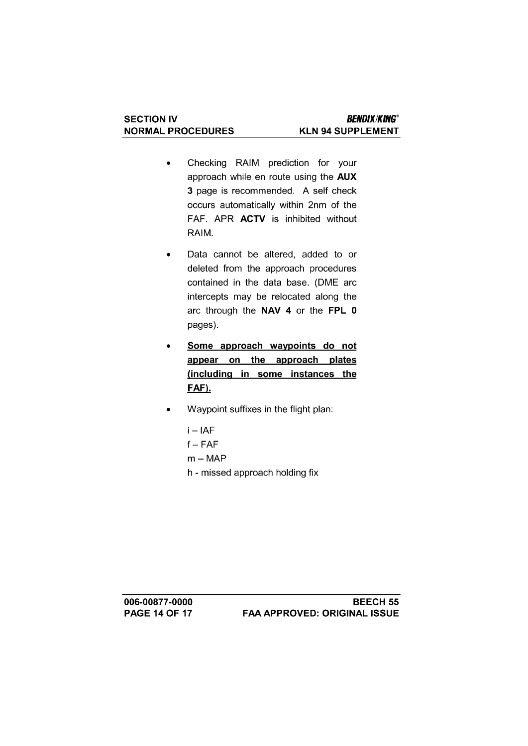- Checking RAIM prediction for your approach while en route using the **AUX 3** page is recommended. A self check occurs automatically within 2nm of the FAF. APR **ACTV** is inhibited without RAIM.

- Data cannot be altered, added to or deleted from the approach procedures contained in the data base. (DME arc intercepts may be relocated along the arc through the **NAV 4** or the **FPL 0** pages).

- **Some approach waypoints do not appear on the approach plates (including in some instances the FAF).**

- Waypoint suffixes in the flight plan:

  i – IAF
  f – FAF
  m – MAP
  h - missed approach holding fix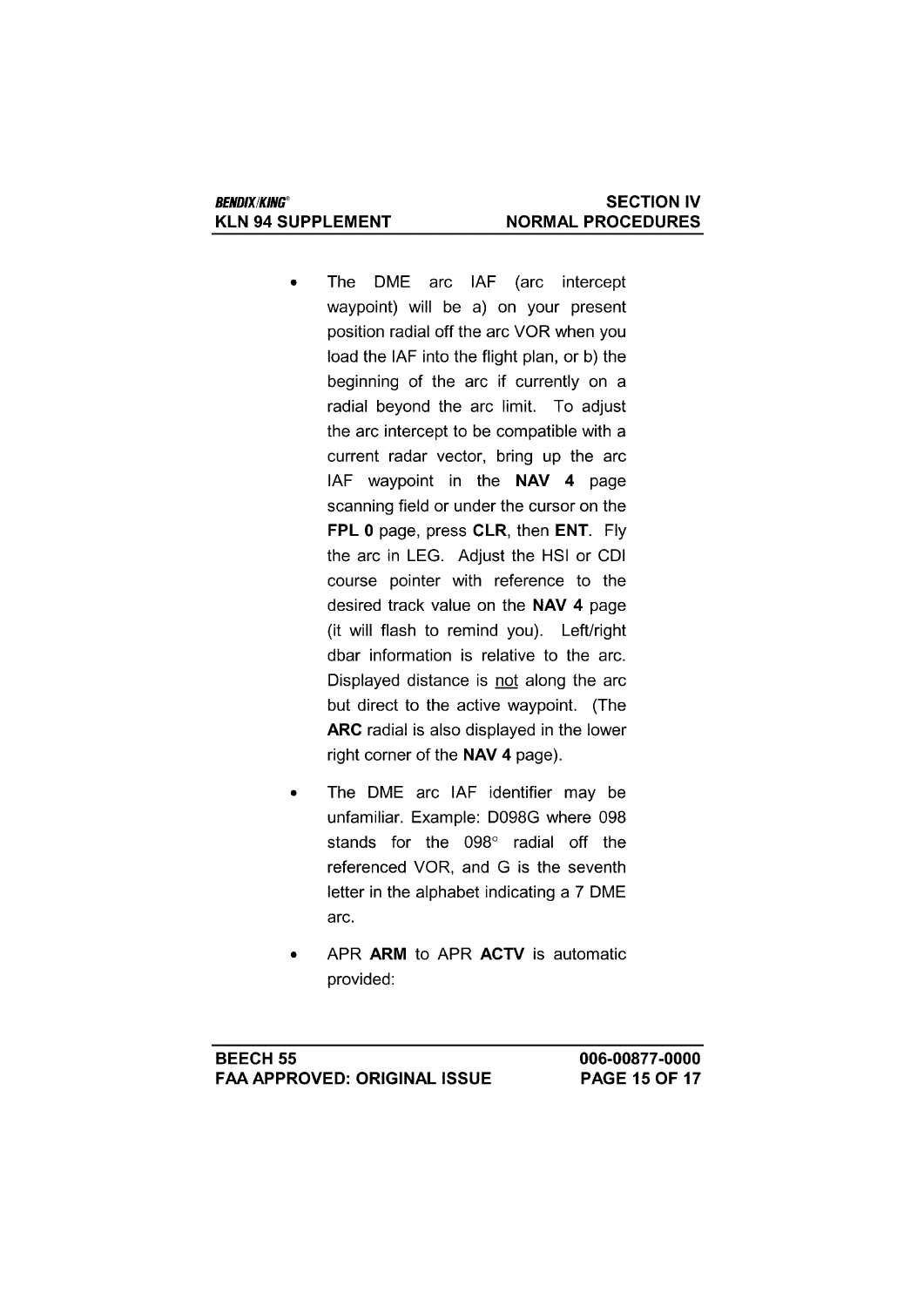- The DME arc IAF (arc intercept waypoint) will be a) on your present position radial off the arc VOR when you load the IAF into the flight plan, or b) the beginning of the arc if currently on a radial beyond the arc limit. To adjust the arc intercept to be compatible with a current radar vector, bring up the arc IAF waypoint in the **NAV 4** page scanning field or under the cursor on the **FPL 0** page, press **CLR**, then **ENT**. Fly the arc in LEG. Adjust the HSI or CDI course pointer with reference to the desired track value on the **NAV 4** page (it will flash to remind you). Left/right dbar information is relative to the arc. Displayed distance is <u>not</u> along the arc but direct to the active waypoint. (The **ARC** radial is also displayed in the lower right corner of the **NAV 4** page).

- The DME arc IAF identifier may be unfamiliar. Example: D098G where 098 stands for the 098° radial off the referenced VOR, and G is the seventh letter in the alphabet indicating a 7 DME arc.

- APR **ARM** to APR **ACTV** is automatic provided: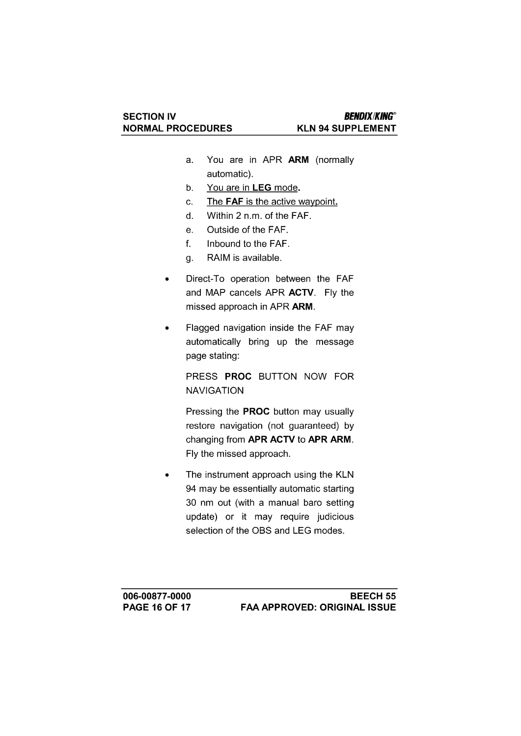a. You are in APR **ARM** (normally automatic).
b. <u>You are in **LEG** mode</u>**.**
c. <u>The **FAF** is the active waypoint</u>**.**
d. Within 2 n.m. of the FAF.
e. Outside of the FAF.
f. Inbound to the FAF.
g. RAIM is available.

- Direct-To operation between the FAF and MAP cancels APR **ACTV**. Fly the missed approach in APR **ARM**.

- Flagged navigation inside the FAF may automatically bring up the message page stating:

  PRESS **PROC** BUTTON NOW FOR NAVIGATION

  Pressing the **PROC** button may usually restore navigation (not guaranteed) by changing from **APR ACTV** to **APR ARM**. Fly the missed approach.

- The instrument approach using the KLN 94 may be essentially automatic starting 30 nm out (with a manual baro setting update) or it may require judicious selection of the OBS and LEG modes.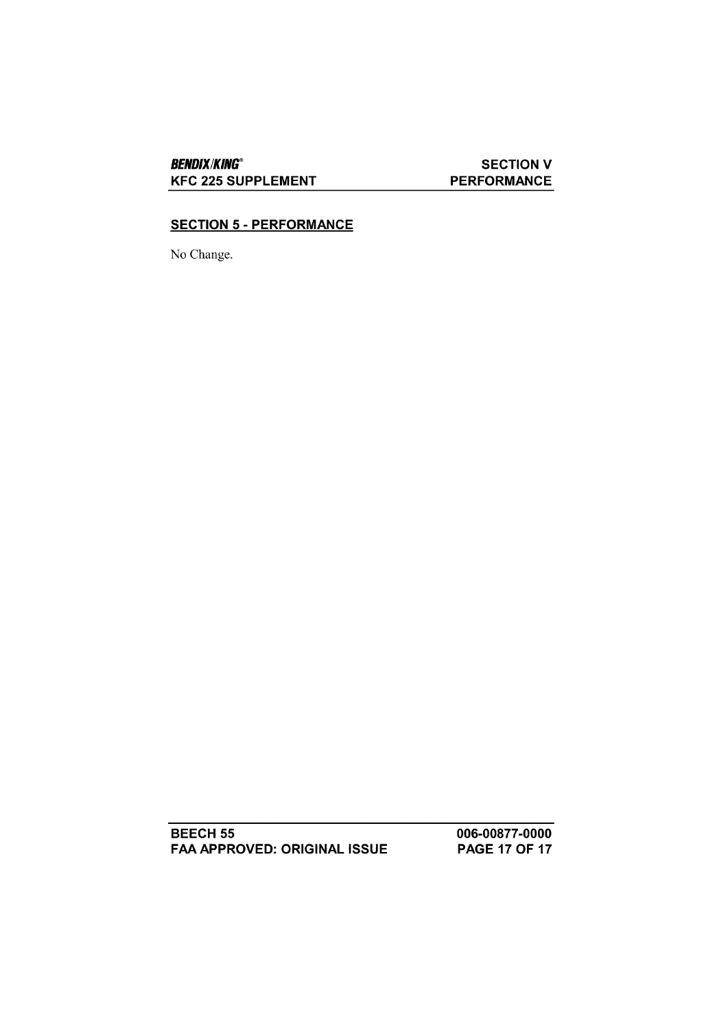## SECTION 5 - PERFORMANCE

No Change.